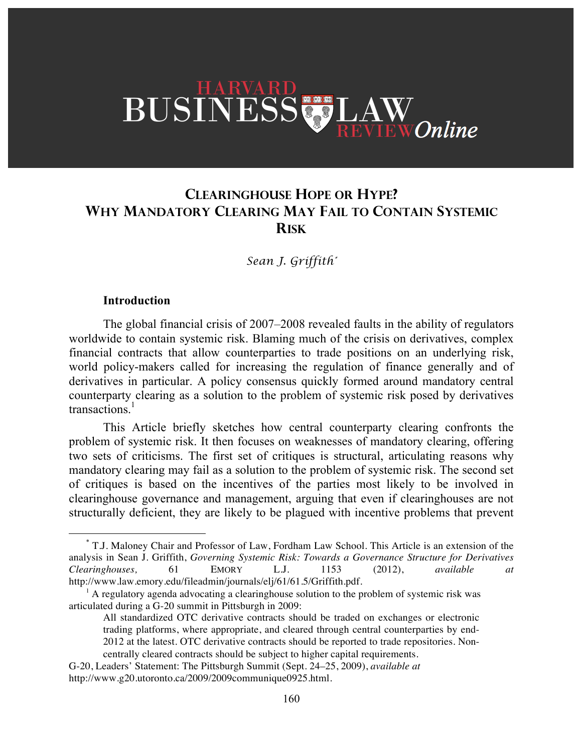# Clearinghouse Hope or Hype? Why Mandatory Clearing May Fail to Contain Systemic Risk

*Sean J. Griffith*[*]

**Introduction**

The global financial crisis of 2007–2008 revealed faults in the ability of regulators worldwide to contain systemic risk. Blaming much of the crisis on derivatives, complex financial contracts that allow counterparties to trade positions on an underlying risk, world policy-makers called for increasing the regulation of finance generally and of derivatives in particular. A policy consensus quickly formed around mandatory central counterparty clearing as a solution to the problem of systemic risk posed by derivatives transactions.[1]

This Article briefly sketches how central counterparty clearing confronts the problem of systemic risk. It then focuses on weaknesses of mandatory clearing, offering two sets of criticisms. The first set of critiques is structural, articulating reasons why mandatory clearing may fail as a solution to the problem of systemic risk. The second set of critiques is based on the incentives of the parties most likely to be involved in clearinghouse governance and management, arguing that even if clearinghouses are not structurally deficient, they are likely to be plagued with incentive problems that prevent

---

[*] T.J. Maloney Chair and Professor of Law, Fordham Law School. This Article is an extension of the analysis in Sean J. Griffith, *Governing Systemic Risk: Towards a Governance Structure for Derivatives Clearinghouses,* 61 EMORY L.J. 1153 (2012), *available at* http://www.law.emory.edu/fileadmin/journals/elj/61/61.5/Griffith.pdf.

[1] A regulatory agenda advocating a clearinghouse solution to the problem of systemic risk was articulated during a G-20 summit in Pittsburgh in 2009:

> All standardized OTC derivative contracts should be traded on exchanges or electronic trading platforms, where appropriate, and cleared through central counterparties by end-2012 at the latest. OTC derivative contracts should be reported to trade repositories. Non-centrally cleared contracts should be subject to higher capital requirements.

G-20, Leaders' Statement: The Pittsburgh Summit (Sept. 24–25, 2009), *available at* http://www.g20.utoronto.ca/2009/2009communique0925.html.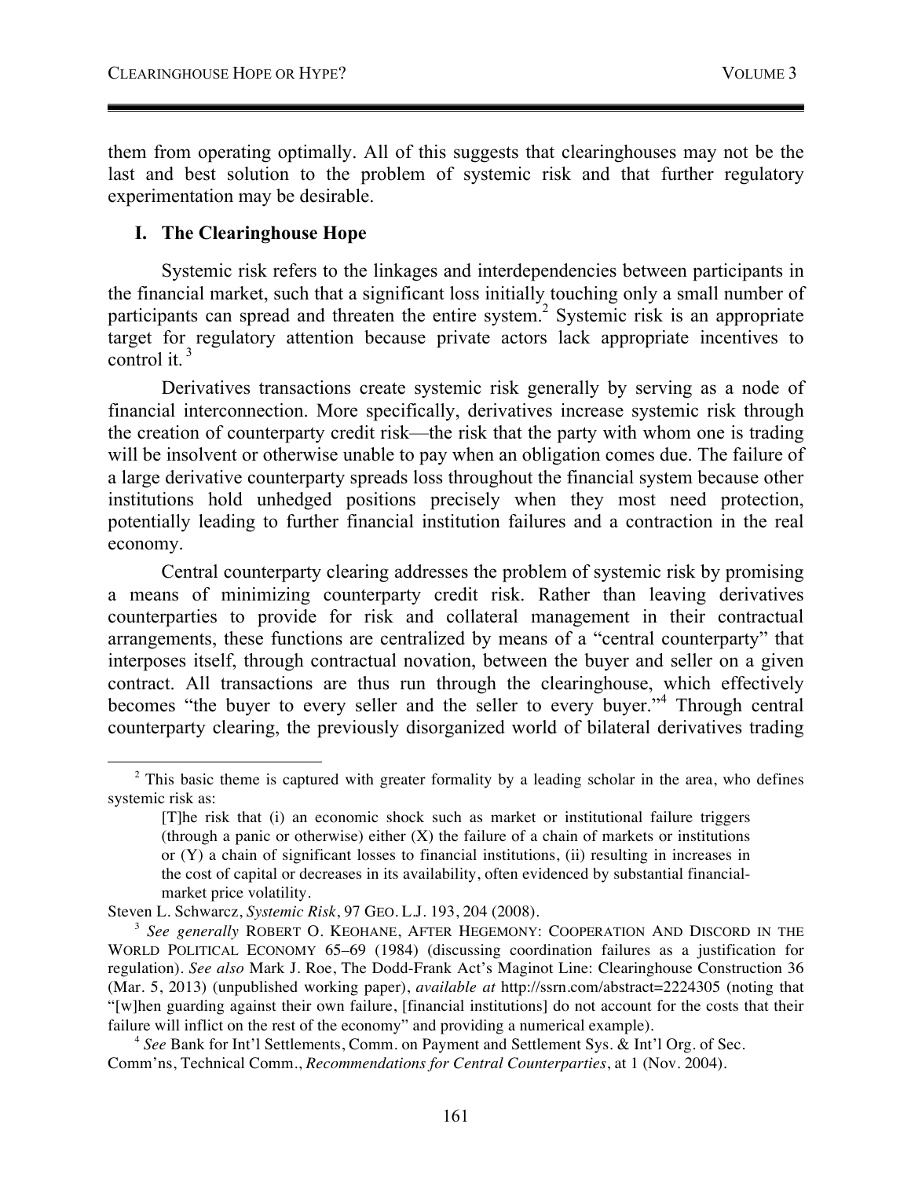them from operating optimally. All of this suggests that clearinghouses may not be the last and best solution to the problem of systemic risk and that further regulatory experimentation may be desirable.

## I. The Clearinghouse Hope

Systemic risk refers to the linkages and interdependencies between participants in the financial market, such that a significant loss initially touching only a small number of participants can spread and threaten the entire system.[2] Systemic risk is an appropriate target for regulatory attention because private actors lack appropriate incentives to control it.[3]

Derivatives transactions create systemic risk generally by serving as a node of financial interconnection. More specifically, derivatives increase systemic risk through the creation of counterparty credit risk—the risk that the party with whom one is trading will be insolvent or otherwise unable to pay when an obligation comes due. The failure of a large derivative counterparty spreads loss throughout the financial system because other institutions hold unhedged positions precisely when they most need protection, potentially leading to further financial institution failures and a contraction in the real economy.

Central counterparty clearing addresses the problem of systemic risk by promising a means of minimizing counterparty credit risk. Rather than leaving derivatives counterparties to provide for risk and collateral management in their contractual arrangements, these functions are centralized by means of a "central counterparty" that interposes itself, through contractual novation, between the buyer and seller on a given contract. All transactions are thus run through the clearinghouse, which effectively becomes "the buyer to every seller and the seller to every buyer."[4] Through central counterparty clearing, the previously disorganized world of bilateral derivatives trading

---

[2] This basic theme is captured with greater formality by a leading scholar in the area, who defines systemic risk as:

> [T]he risk that (i) an economic shock such as market or institutional failure triggers (through a panic or otherwise) either (X) the failure of a chain of markets or institutions or (Y) a chain of significant losses to financial institutions, (ii) resulting in increases in the cost of capital or decreases in its availability, often evidenced by substantial financial-market price volatility.

Steven L. Schwarcz, *Systemic Risk*, 97 GEO. L.J. 193, 204 (2008).

[3] *See generally* ROBERT O. KEOHANE, AFTER HEGEMONY: COOPERATION AND DISCORD IN THE WORLD POLITICAL ECONOMY 65–69 (1984) (discussing coordination failures as a justification for regulation). *See also* Mark J. Roe, The Dodd-Frank Act's Maginot Line: Clearinghouse Construction 36 (Mar. 5, 2013) (unpublished working paper), *available at* http://ssrn.com/abstract=2224305 (noting that "[w]hen guarding against their own failure, [financial institutions] do not account for the costs that their failure will inflict on the rest of the economy" and providing a numerical example).

[4] *See* Bank for Int'l Settlements, Comm. on Payment and Settlement Sys. & Int'l Org. of Sec. Comm'ns, Technical Comm., *Recommendations for Central Counterparties*, at 1 (Nov. 2004).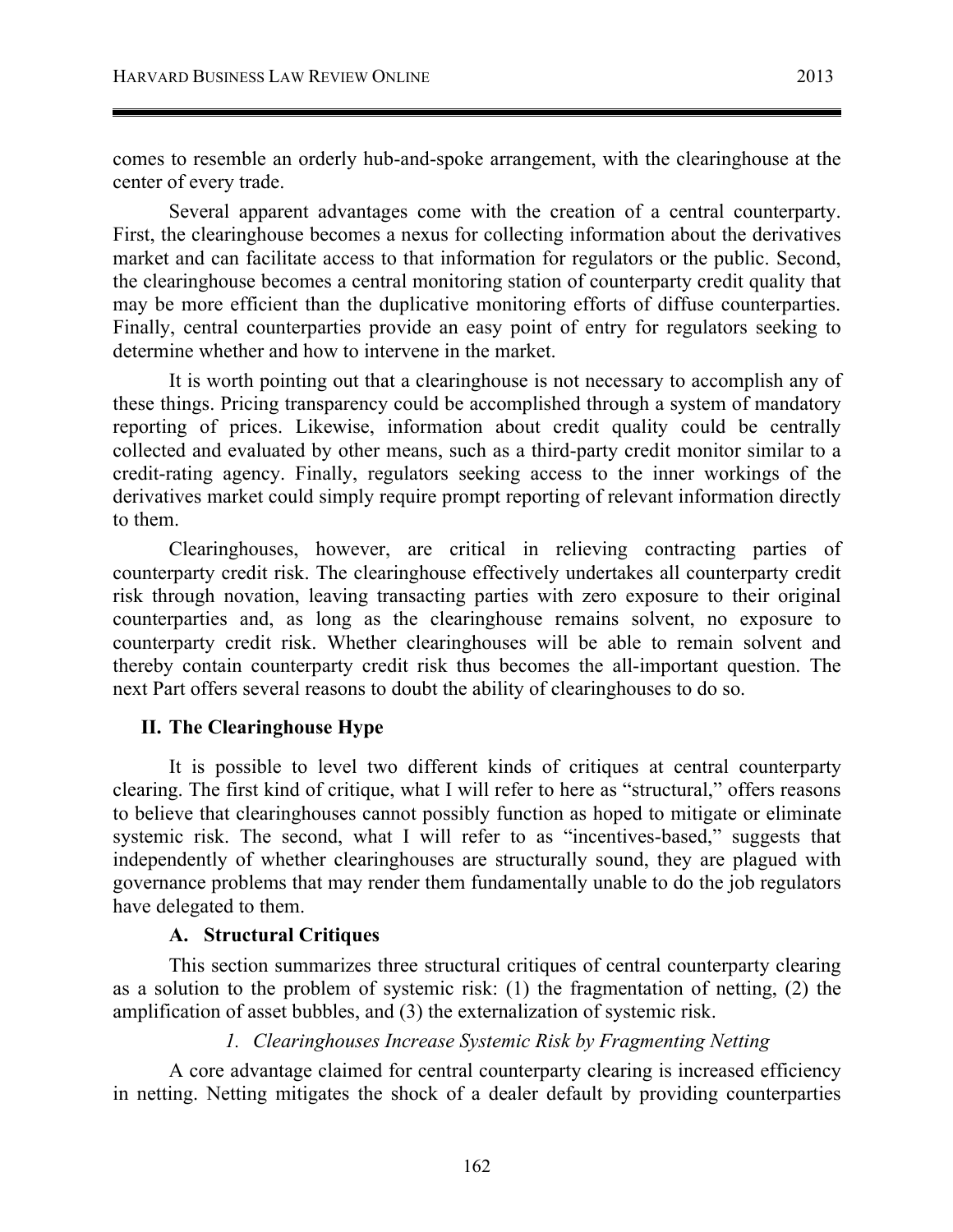comes to resemble an orderly hub-and-spoke arrangement, with the clearinghouse at the center of every trade.

Several apparent advantages come with the creation of a central counterparty. First, the clearinghouse becomes a nexus for collecting information about the derivatives market and can facilitate access to that information for regulators or the public. Second, the clearinghouse becomes a central monitoring station of counterparty credit quality that may be more efficient than the duplicative monitoring efforts of diffuse counterparties. Finally, central counterparties provide an easy point of entry for regulators seeking to determine whether and how to intervene in the market.

It is worth pointing out that a clearinghouse is not necessary to accomplish any of these things. Pricing transparency could be accomplished through a system of mandatory reporting of prices. Likewise, information about credit quality could be centrally collected and evaluated by other means, such as a third-party credit monitor similar to a credit-rating agency. Finally, regulators seeking access to the inner workings of the derivatives market could simply require prompt reporting of relevant information directly to them.

Clearinghouses, however, are critical in relieving contracting parties of counterparty credit risk. The clearinghouse effectively undertakes all counterparty credit risk through novation, leaving transacting parties with zero exposure to their original counterparties and, as long as the clearinghouse remains solvent, no exposure to counterparty credit risk. Whether clearinghouses will be able to remain solvent and thereby contain counterparty credit risk thus becomes the all-important question. The next Part offers several reasons to doubt the ability of clearinghouses to do so.

## II. The Clearinghouse Hype

It is possible to level two different kinds of critiques at central counterparty clearing. The first kind of critique, what I will refer to here as "structural," offers reasons to believe that clearinghouses cannot possibly function as hoped to mitigate or eliminate systemic risk. The second, what I will refer to as "incentives-based," suggests that independently of whether clearinghouses are structurally sound, they are plagued with governance problems that may render them fundamentally unable to do the job regulators have delegated to them.

### A. Structural Critiques

This section summarizes three structural critiques of central counterparty clearing as a solution to the problem of systemic risk: (1) the fragmentation of netting, (2) the amplification of asset bubbles, and (3) the externalization of systemic risk.

#### *1. Clearinghouses Increase Systemic Risk by Fragmenting Netting*

A core advantage claimed for central counterparty clearing is increased efficiency in netting. Netting mitigates the shock of a dealer default by providing counterparties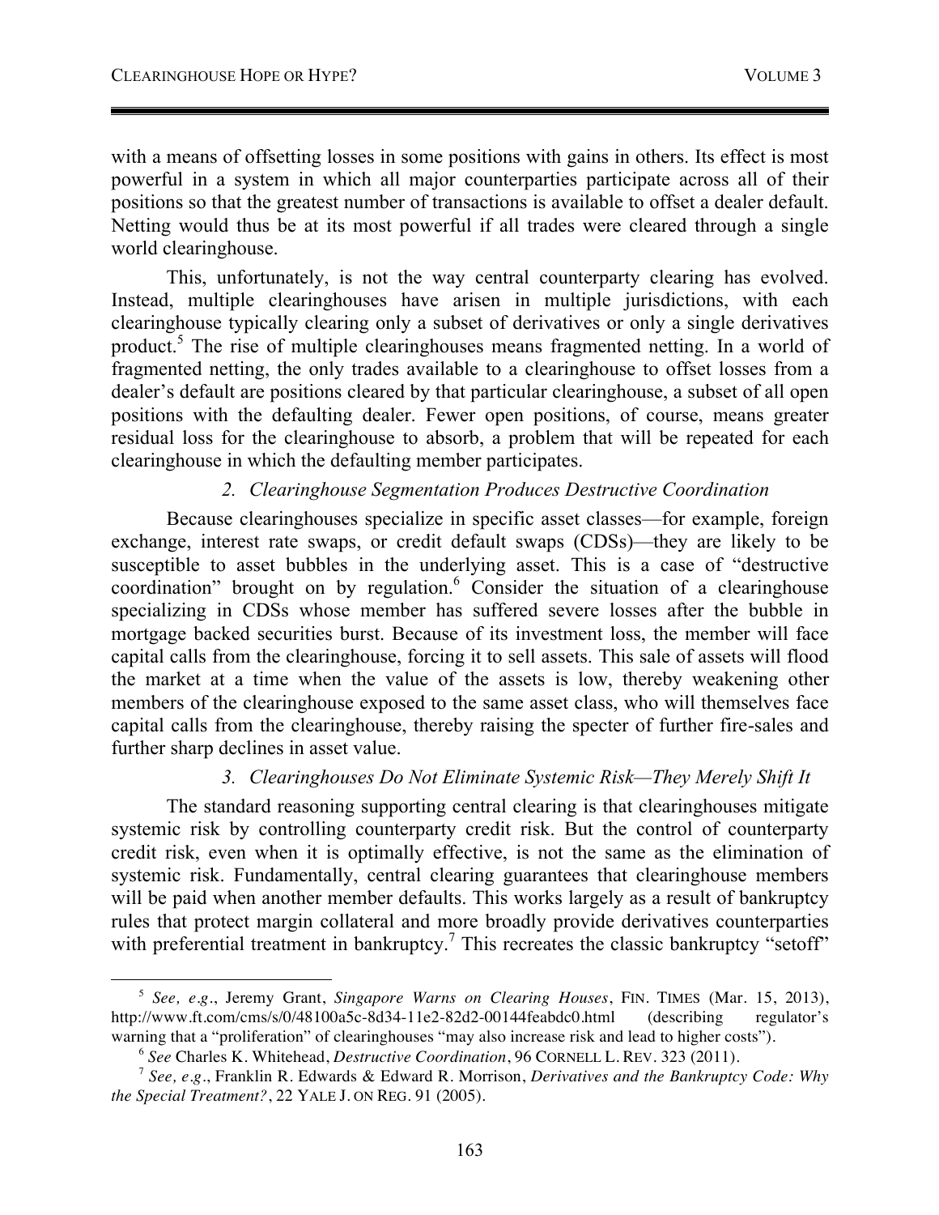with a means of offsetting losses in some positions with gains in others. Its effect is most powerful in a system in which all major counterparties participate across all of their positions so that the greatest number of transactions is available to offset a dealer default. Netting would thus be at its most powerful if all trades were cleared through a single world clearinghouse.

This, unfortunately, is not the way central counterparty clearing has evolved. Instead, multiple clearinghouses have arisen in multiple jurisdictions, with each clearinghouse typically clearing only a subset of derivatives or only a single derivatives product.[5] The rise of multiple clearinghouses means fragmented netting. In a world of fragmented netting, the only trades available to a clearinghouse to offset losses from a dealer's default are positions cleared by that particular clearinghouse, a subset of all open positions with the defaulting dealer. Fewer open positions, of course, means greater residual loss for the clearinghouse to absorb, a problem that will be repeated for each clearinghouse in which the defaulting member participates.

### *2. Clearinghouse Segmentation Produces Destructive Coordination*

Because clearinghouses specialize in specific asset classes—for example, foreign exchange, interest rate swaps, or credit default swaps (CDSs)—they are likely to be susceptible to asset bubbles in the underlying asset. This is a case of "destructive coordination" brought on by regulation.[6] Consider the situation of a clearinghouse specializing in CDSs whose member has suffered severe losses after the bubble in mortgage backed securities burst. Because of its investment loss, the member will face capital calls from the clearinghouse, forcing it to sell assets. This sale of assets will flood the market at a time when the value of the assets is low, thereby weakening other members of the clearinghouse exposed to the same asset class, who will themselves face capital calls from the clearinghouse, thereby raising the specter of further fire-sales and further sharp declines in asset value.

### *3. Clearinghouses Do Not Eliminate Systemic Risk—They Merely Shift It*

The standard reasoning supporting central clearing is that clearinghouses mitigate systemic risk by controlling counterparty credit risk. But the control of counterparty credit risk, even when it is optimally effective, is not the same as the elimination of systemic risk. Fundamentally, central clearing guarantees that clearinghouse members will be paid when another member defaults. This works largely as a result of bankruptcy rules that protect margin collateral and more broadly provide derivatives counterparties with preferential treatment in bankruptcy.[7] This recreates the classic bankruptcy "setoff"

---

[5] *See, e.g.*, Jeremy Grant, *Singapore Warns on Clearing Houses*, FIN. TIMES (Mar. 15, 2013), http://www.ft.com/cms/s/0/48100a5c-8d34-11e2-82d2-00144feabdc0.html (describing regulator's warning that a "proliferation" of clearinghouses "may also increase risk and lead to higher costs").

[6] *See* Charles K. Whitehead, *Destructive Coordination*, 96 CORNELL L. REV. 323 (2011).

[7] *See, e.g.*, Franklin R. Edwards & Edward R. Morrison, *Derivatives and the Bankruptcy Code: Why the Special Treatment?*, 22 YALE J. ON REG. 91 (2005).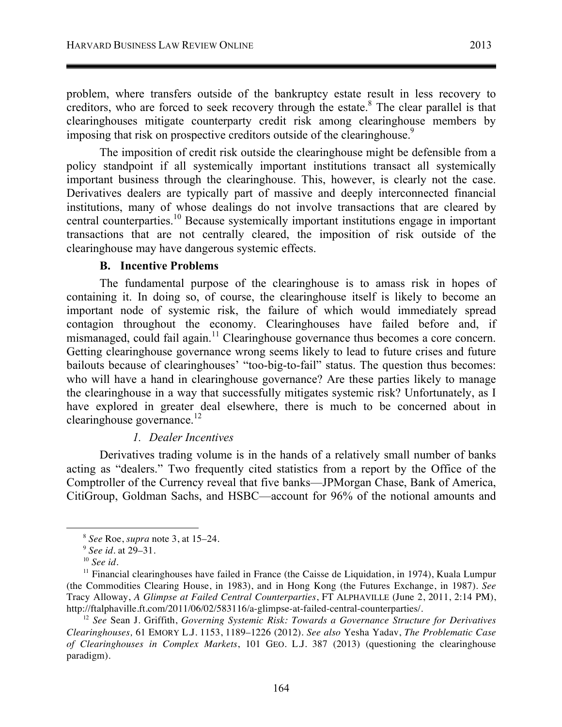problem, where transfers outside of the bankruptcy estate result in less recovery to creditors, who are forced to seek recovery through the estate.[8] The clear parallel is that clearinghouses mitigate counterparty credit risk among clearinghouse members by imposing that risk on prospective creditors outside of the clearinghouse.[9]

The imposition of credit risk outside the clearinghouse might be defensible from a policy standpoint if all systemically important institutions transact all systemically important business through the clearinghouse. This, however, is clearly not the case. Derivatives dealers are typically part of massive and deeply interconnected financial institutions, many of whose dealings do not involve transactions that are cleared by central counterparties.[10] Because systemically important institutions engage in important transactions that are not centrally cleared, the imposition of risk outside of the clearinghouse may have dangerous systemic effects.

### B. Incentive Problems

The fundamental purpose of the clearinghouse is to amass risk in hopes of containing it. In doing so, of course, the clearinghouse itself is likely to become an important node of systemic risk, the failure of which would immediately spread contagion throughout the economy. Clearinghouses have failed before and, if mismanaged, could fail again.[11] Clearinghouse governance thus becomes a core concern. Getting clearinghouse governance wrong seems likely to lead to future crises and future bailouts because of clearinghouses' "too-big-to-fail" status. The question thus becomes: who will have a hand in clearinghouse governance? Are these parties likely to manage the clearinghouse in a way that successfully mitigates systemic risk? Unfortunately, as I have explored in greater deal elsewhere, there is much to be concerned about in clearinghouse governance.[12]

#### *1. Dealer Incentives*

Derivatives trading volume is in the hands of a relatively small number of banks acting as "dealers." Two frequently cited statistics from a report by the Office of the Comptroller of the Currency reveal that five banks—JPMorgan Chase, Bank of America, CitiGroup, Goldman Sachs, and HSBC—account for 96% of the notional amounts and

---

[8] *See* Roe, *supra* note 3, at 15–24.

[9] *See id.* at 29–31.

[10] *See id*.

[11] Financial clearinghouses have failed in France (the Caisse de Liquidation, in 1974), Kuala Lumpur (the Commodities Clearing House, in 1983), and in Hong Kong (the Futures Exchange, in 1987). *See* Tracy Alloway, *A Glimpse at Failed Central Counterparties*, FT ALPHAVILLE (June 2, 2011, 2:14 PM), http://ftalphaville.ft.com/2011/06/02/583116/a-glimpse-at-failed-central-counterparties/.

[12] *See* Sean J. Griffith, *Governing Systemic Risk: Towards a Governance Structure for Derivatives Clearinghouses,* 61 EMORY L.J. 1153, 1189–1226 (2012). *See also* Yesha Yadav, *The Problematic Case of Clearinghouses in Complex Markets*, 101 GEO. L.J. 387 (2013) (questioning the clearinghouse paradigm).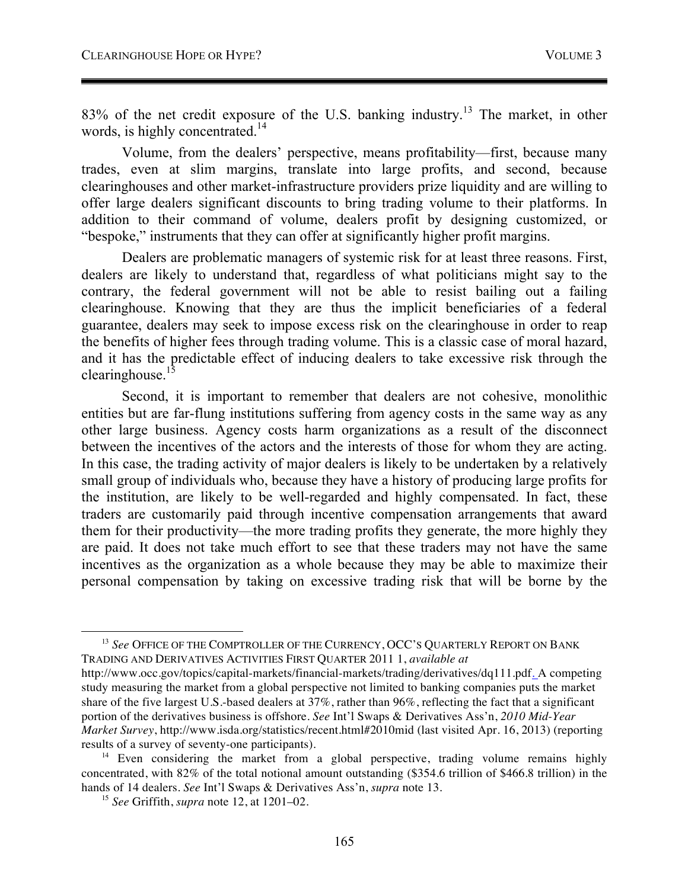83% of the net credit exposure of the U.S. banking industry.[13] The market, in other words, is highly concentrated.[14]

Volume, from the dealers' perspective, means profitability—first, because many trades, even at slim margins, translate into large profits, and second, because clearinghouses and other market-infrastructure providers prize liquidity and are willing to offer large dealers significant discounts to bring trading volume to their platforms. In addition to their command of volume, dealers profit by designing customized, or "bespoke," instruments that they can offer at significantly higher profit margins.

Dealers are problematic managers of systemic risk for at least three reasons. First, dealers are likely to understand that, regardless of what politicians might say to the contrary, the federal government will not be able to resist bailing out a failing clearinghouse. Knowing that they are thus the implicit beneficiaries of a federal guarantee, dealers may seek to impose excess risk on the clearinghouse in order to reap the benefits of higher fees through trading volume. This is a classic case of moral hazard, and it has the predictable effect of inducing dealers to take excessive risk through the clearinghouse.[15]

Second, it is important to remember that dealers are not cohesive, monolithic entities but are far-flung institutions suffering from agency costs in the same way as any other large business. Agency costs harm organizations as a result of the disconnect between the incentives of the actors and the interests of those for whom they are acting. In this case, the trading activity of major dealers is likely to be undertaken by a relatively small group of individuals who, because they have a history of producing large profits for the institution, are likely to be well-regarded and highly compensated. In fact, these traders are customarily paid through incentive compensation arrangements that award them for their productivity—the more trading profits they generate, the more highly they are paid. It does not take much effort to see that these traders may not have the same incentives as the organization as a whole because they may be able to maximize their personal compensation by taking on excessive trading risk that will be borne by the

---

[13] *See* OFFICE OF THE COMPTROLLER OF THE CURRENCY, OCC'S QUARTERLY REPORT ON BANK TRADING AND DERIVATIVES ACTIVITIES FIRST QUARTER 2011 1, *available at* http://www.occ.gov/topics/capital-markets/financial-markets/trading/derivatives/dq111.pdf. A competing study measuring the market from a global perspective not limited to banking companies puts the market share of the five largest U.S.-based dealers at 37%, rather than 96%, reflecting the fact that a significant portion of the derivatives business is offshore. *See* Int'l Swaps & Derivatives Ass'n, *2010 Mid-Year Market Survey*, http://www.isda.org/statistics/recent.html#2010mid (last visited Apr. 16, 2013) (reporting results of a survey of seventy-one participants).

[14] Even considering the market from a global perspective, trading volume remains highly concentrated, with 82% of the total notional amount outstanding ($354.6 trillion of $466.8 trillion) in the hands of 14 dealers. *See* Int'l Swaps & Derivatives Ass'n, *supra* note 13.

[15] *See* Griffith, *supra* note 12, at 1201–02.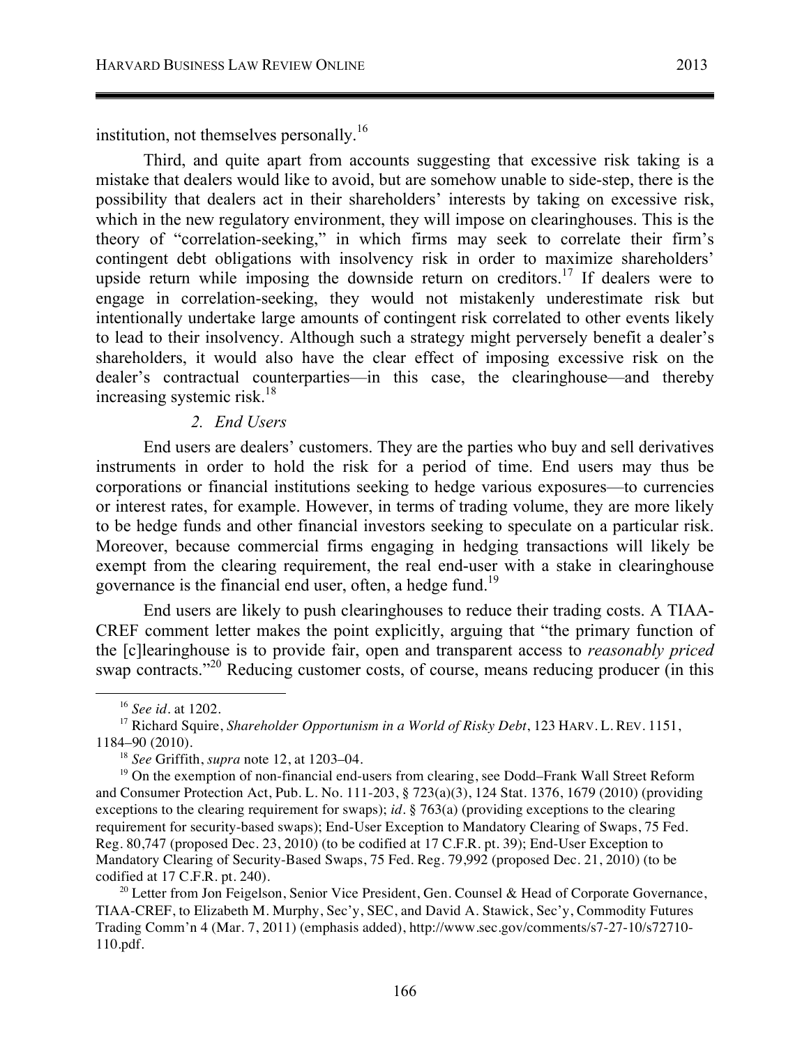institution, not themselves personally.[16]

Third, and quite apart from accounts suggesting that excessive risk taking is a mistake that dealers would like to avoid, but are somehow unable to side-step, there is the possibility that dealers act in their shareholders' interests by taking on excessive risk, which in the new regulatory environment, they will impose on clearinghouses. This is the theory of "correlation-seeking," in which firms may seek to correlate their firm's contingent debt obligations with insolvency risk in order to maximize shareholders' upside return while imposing the downside return on creditors.[17] If dealers were to engage in correlation-seeking, they would not mistakenly underestimate risk but intentionally undertake large amounts of contingent risk correlated to other events likely to lead to their insolvency. Although such a strategy might perversely benefit a dealer's shareholders, it would also have the clear effect of imposing excessive risk on the dealer's contractual counterparties—in this case, the clearinghouse—and thereby increasing systemic risk.[18]

### *2. End Users*

End users are dealers' customers. They are the parties who buy and sell derivatives instruments in order to hold the risk for a period of time. End users may thus be corporations or financial institutions seeking to hedge various exposures—to currencies or interest rates, for example. However, in terms of trading volume, they are more likely to be hedge funds and other financial investors seeking to speculate on a particular risk. Moreover, because commercial firms engaging in hedging transactions will likely be exempt from the clearing requirement, the real end-user with a stake in clearinghouse governance is the financial end user, often, a hedge fund.[19]

End users are likely to push clearinghouses to reduce their trading costs. A TIAA-CREF comment letter makes the point explicitly, arguing that "the primary function of the [c]learinghouse is to provide fair, open and transparent access to *reasonably priced* swap contracts."[20] Reducing customer costs, of course, means reducing producer (in this

---

[16] *See id.* at 1202.

[17] Richard Squire, *Shareholder Opportunism in a World of Risky Debt*, 123 HARV. L. REV. 1151, 1184–90 (2010).

[18] *See* Griffith, *supra* note 12, at 1203–04.

[19] On the exemption of non-financial end-users from clearing, see Dodd–Frank Wall Street Reform and Consumer Protection Act, Pub. L. No. 111-203, § 723(a)(3), 124 Stat. 1376, 1679 (2010) (providing exceptions to the clearing requirement for swaps); *id.* § 763(a) (providing exceptions to the clearing requirement for security-based swaps); End-User Exception to Mandatory Clearing of Swaps, 75 Fed. Reg. 80,747 (proposed Dec. 23, 2010) (to be codified at 17 C.F.R. pt. 39); End-User Exception to Mandatory Clearing of Security-Based Swaps, 75 Fed. Reg. 79,992 (proposed Dec. 21, 2010) (to be codified at 17 C.F.R. pt. 240).

[20] Letter from Jon Feigelson, Senior Vice President, Gen. Counsel & Head of Corporate Governance, TIAA-CREF, to Elizabeth M. Murphy, Sec'y, SEC, and David A. Stawick, Sec'y, Commodity Futures Trading Comm'n 4 (Mar. 7, 2011) (emphasis added), http://www.sec.gov/comments/s7-27-10/s72710-110.pdf.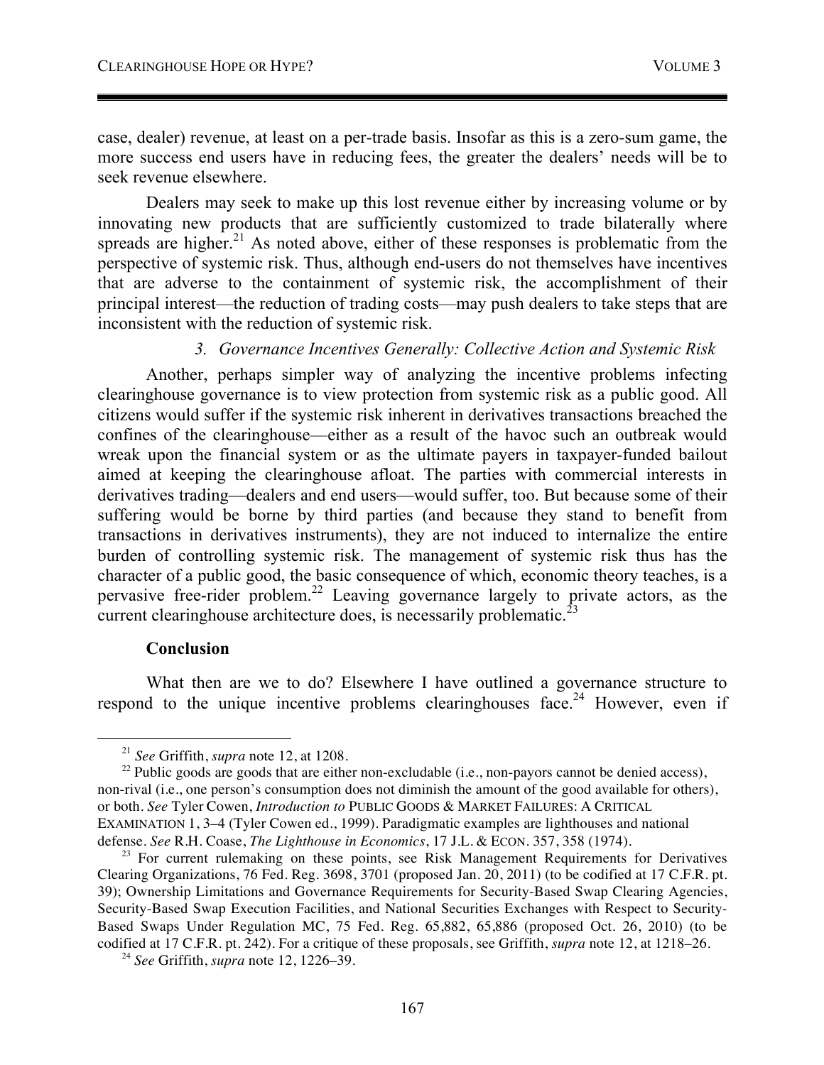case, dealer) revenue, at least on a per-trade basis. Insofar as this is a zero-sum game, the more success end users have in reducing fees, the greater the dealers' needs will be to seek revenue elsewhere.

Dealers may seek to make up this lost revenue either by increasing volume or by innovating new products that are sufficiently customized to trade bilaterally where spreads are higher.[21] As noted above, either of these responses is problematic from the perspective of systemic risk. Thus, although end-users do not themselves have incentives that are adverse to the containment of systemic risk, the accomplishment of their principal interest—the reduction of trading costs—may push dealers to take steps that are inconsistent with the reduction of systemic risk.

*3. Governance Incentives Generally: Collective Action and Systemic Risk*

Another, perhaps simpler way of analyzing the incentive problems infecting clearinghouse governance is to view protection from systemic risk as a public good. All citizens would suffer if the systemic risk inherent in derivatives transactions breached the confines of the clearinghouse—either as a result of the havoc such an outbreak would wreak upon the financial system or as the ultimate payers in taxpayer-funded bailout aimed at keeping the clearinghouse afloat. The parties with commercial interests in derivatives trading—dealers and end users—would suffer, too. But because some of their suffering would be borne by third parties (and because they stand to benefit from transactions in derivatives instruments), they are not induced to internalize the entire burden of controlling systemic risk. The management of systemic risk thus has the character of a public good, the basic consequence of which, economic theory teaches, is a pervasive free-rider problem.[22] Leaving governance largely to private actors, as the current clearinghouse architecture does, is necessarily problematic.[23]

**Conclusion**

What then are we to do? Elsewhere I have outlined a governance structure to respond to the unique incentive problems clearinghouses face.[24] However, even if

---

[21] *See* Griffith, *supra* note 12, at 1208.

[22] Public goods are goods that are either non-excludable (i.e., non-payors cannot be denied access), non-rival (i.e., one person's consumption does not diminish the amount of the good available for others), or both. *See* Tyler Cowen, *Introduction to* PUBLIC GOODS & MARKET FAILURES: A CRITICAL EXAMINATION 1, 3–4 (Tyler Cowen ed., 1999). Paradigmatic examples are lighthouses and national defense. *See* R.H. Coase, *The Lighthouse in Economics*, 17 J.L. & ECON. 357, 358 (1974).

[23] For current rulemaking on these points, see Risk Management Requirements for Derivatives Clearing Organizations, 76 Fed. Reg. 3698, 3701 (proposed Jan. 20, 2011) (to be codified at 17 C.F.R. pt. 39); Ownership Limitations and Governance Requirements for Security-Based Swap Clearing Agencies, Security-Based Swap Execution Facilities, and National Securities Exchanges with Respect to Security-Based Swaps Under Regulation MC, 75 Fed. Reg. 65,882, 65,886 (proposed Oct. 26, 2010) (to be codified at 17 C.F.R. pt. 242). For a critique of these proposals, see Griffith, *supra* note 12, at 1218–26.

[24] *See* Griffith, *supra* note 12, 1226–39.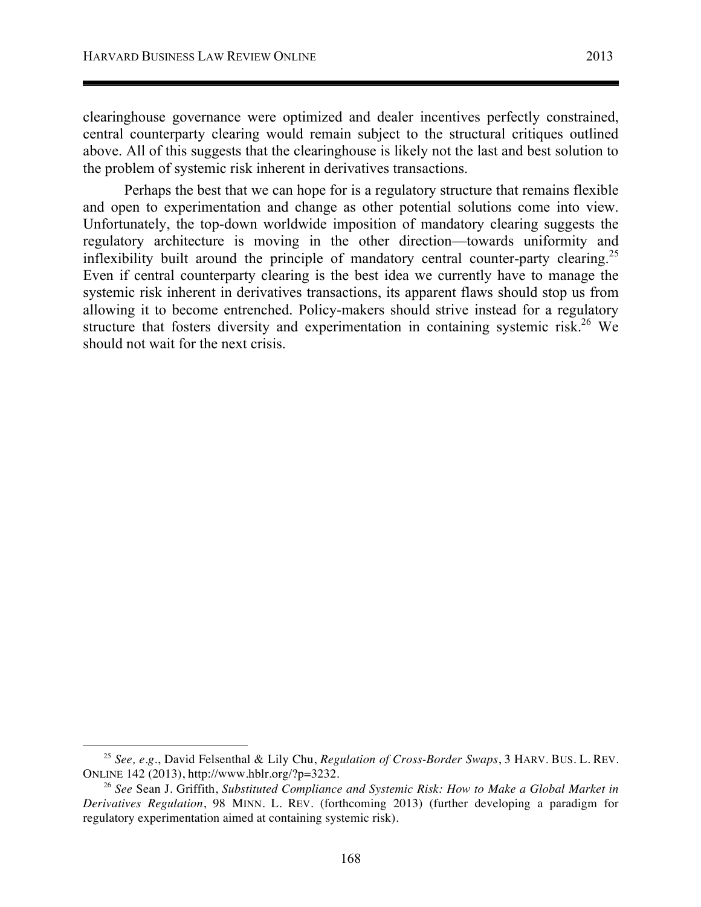clearinghouse governance were optimized and dealer incentives perfectly constrained, central counterparty clearing would remain subject to the structural critiques outlined above. All of this suggests that the clearinghouse is likely not the last and best solution to the problem of systemic risk inherent in derivatives transactions.

Perhaps the best that we can hope for is a regulatory structure that remains flexible and open to experimentation and change as other potential solutions come into view. Unfortunately, the top-down worldwide imposition of mandatory clearing suggests the regulatory architecture is moving in the other direction—towards uniformity and inflexibility built around the principle of mandatory central counter-party clearing.[25] Even if central counterparty clearing is the best idea we currently have to manage the systemic risk inherent in derivatives transactions, its apparent flaws should stop us from allowing it to become entrenched. Policy-makers should strive instead for a regulatory structure that fosters diversity and experimentation in containing systemic risk.[26] We should not wait for the next crisis.

---

[25] *See, e.g.*, David Felsenthal & Lily Chu, *Regulation of Cross-Border Swaps*, 3 HARV. BUS. L. REV. ONLINE 142 (2013), http://www.hblr.org/?p=3232.

[26] *See* Sean J. Griffith, *Substituted Compliance and Systemic Risk: How to Make a Global Market in Derivatives Regulation*, 98 MINN. L. REV. (forthcoming 2013) (further developing a paradigm for regulatory experimentation aimed at containing systemic risk).